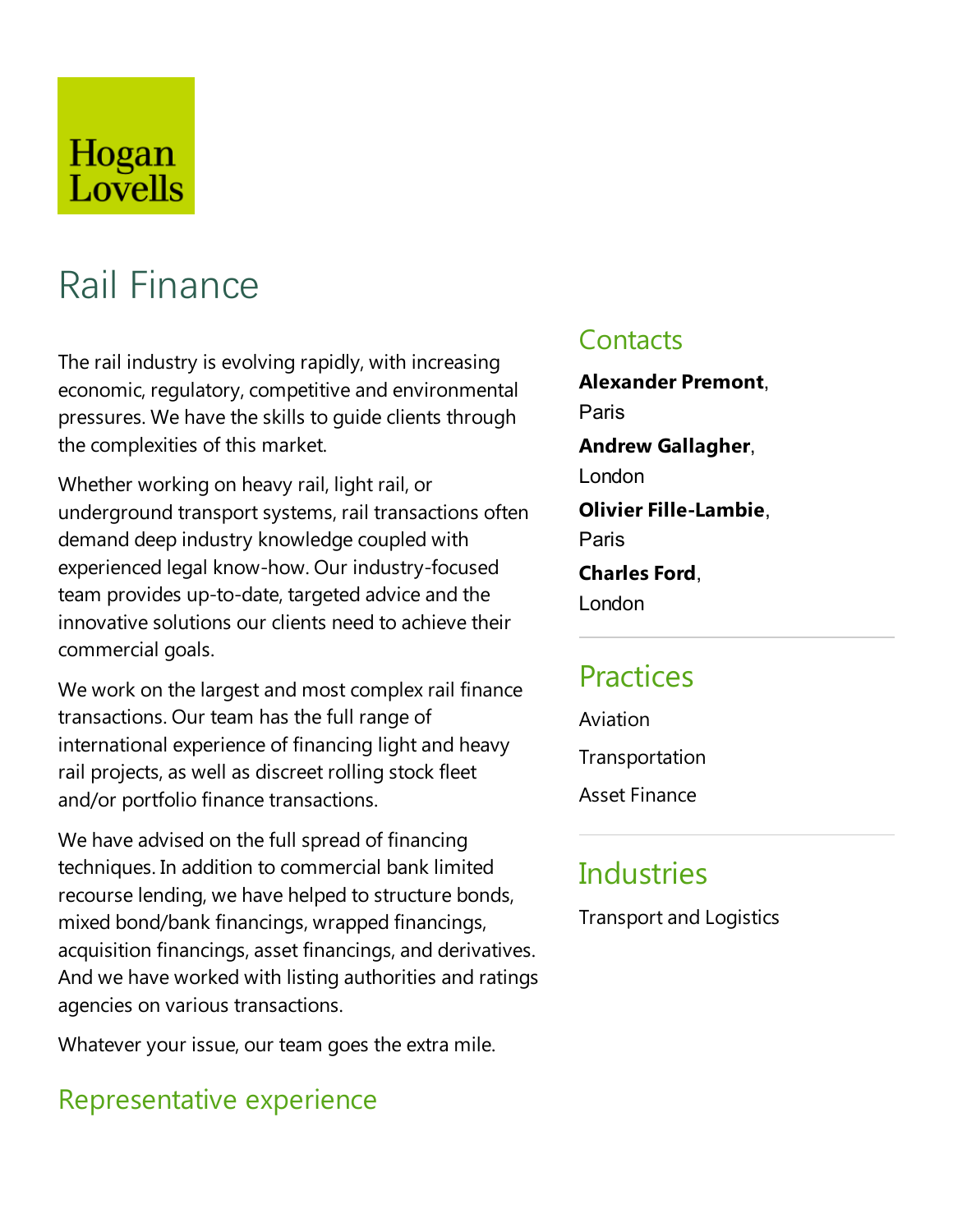Hogan Lovells

# Rail Finance

The rail industry is evolving rapidly, with increasing economic, regulatory, competitive and environmental pressures. We have the skills to guide clients through the complexities of this market.

Whether working on heavy rail, light rail, or underground transport systems, rail transactions often demand deep industry knowledge coupled with experienced legal know-how. Our industry-focused team provides up-to-date, targeted advice and the innovative solutions our clients need to achieve their commercial goals.

We work on the largest and most complex rail finance transactions. Our team has the full range of international experience of financing light and heavy rail projects, as well as discreet rolling stock fleet and/or portfolio finance transactions.

We have advised on the full spread of financing techniques. In addition to commercial bank limited recourse lending, we have helped to structure bonds, mixed bond/bank financings, wrapped financings, acquisition financings, asset financings, and derivatives. And we have worked with listing authorities and ratings agencies on various transactions.

Whatever your issue, our team goes the extra mile.

## Representative experience

## Contacts

**Alexander Premont**, Paris

**Andrew Gallagher**, London

**Olivier Fille-Lambie**, Paris

**Charles Ford**, London

## Practices

Aviation

Transportation

Asset Finance

## Industries

Transport and Logistics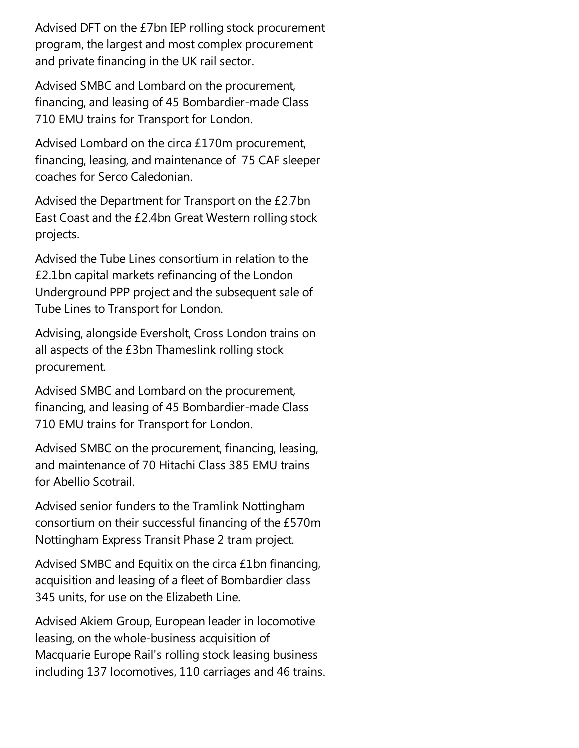Advised DFT on the £7bn IEP rolling stock procurement program, the largest and most complex procurement and private financing in the UK rail sector.

Advised SMBC and Lombard on the procurement, financing, and leasing of 45 Bombardier-made Class 710 EMU trains for Transport for London.

Advised Lombard on the circa £170m procurement, financing, leasing, and maintenance of 75 CAF sleeper coaches for Serco Caledonian.

Advised the Department for Transport on the £2.7bn East Coast and the £2.4bn Great Western rolling stock projects.

Advised the Tube Lines consortium in relation to the £2.1bn capital markets refinancing of the London Underground PPP project and the subsequent sale of Tube Lines to Transport for London.

Advising, alongside Eversholt, Cross London trains on all aspects of the £3bn Thameslink rolling stock procurement.

Advised SMBC and Lombard on the procurement, financing, and leasing of 45 Bombardier-made Class 710 EMU trains for Transport for London.

Advised SMBC on the procurement, financing, leasing, and maintenance of 70 Hitachi Class 385 EMU trains for Abellio Scotrail.

Advised senior funders to the Tramlink Nottingham consortium on their successful financing of the £570m Nottingham Express Transit Phase 2 tram project.

Advised SMBC and Equitix on the circa £1bn financing, acquisition and leasing of a fleet of Bombardier class 345 units, for use on the Elizabeth Line.

Advised Akiem Group, European leader in locomotive leasing, on the whole-business acquisition of Macquarie Europe Rail's rolling stock leasing business including 137 locomotives, 110 carriages and 46 trains.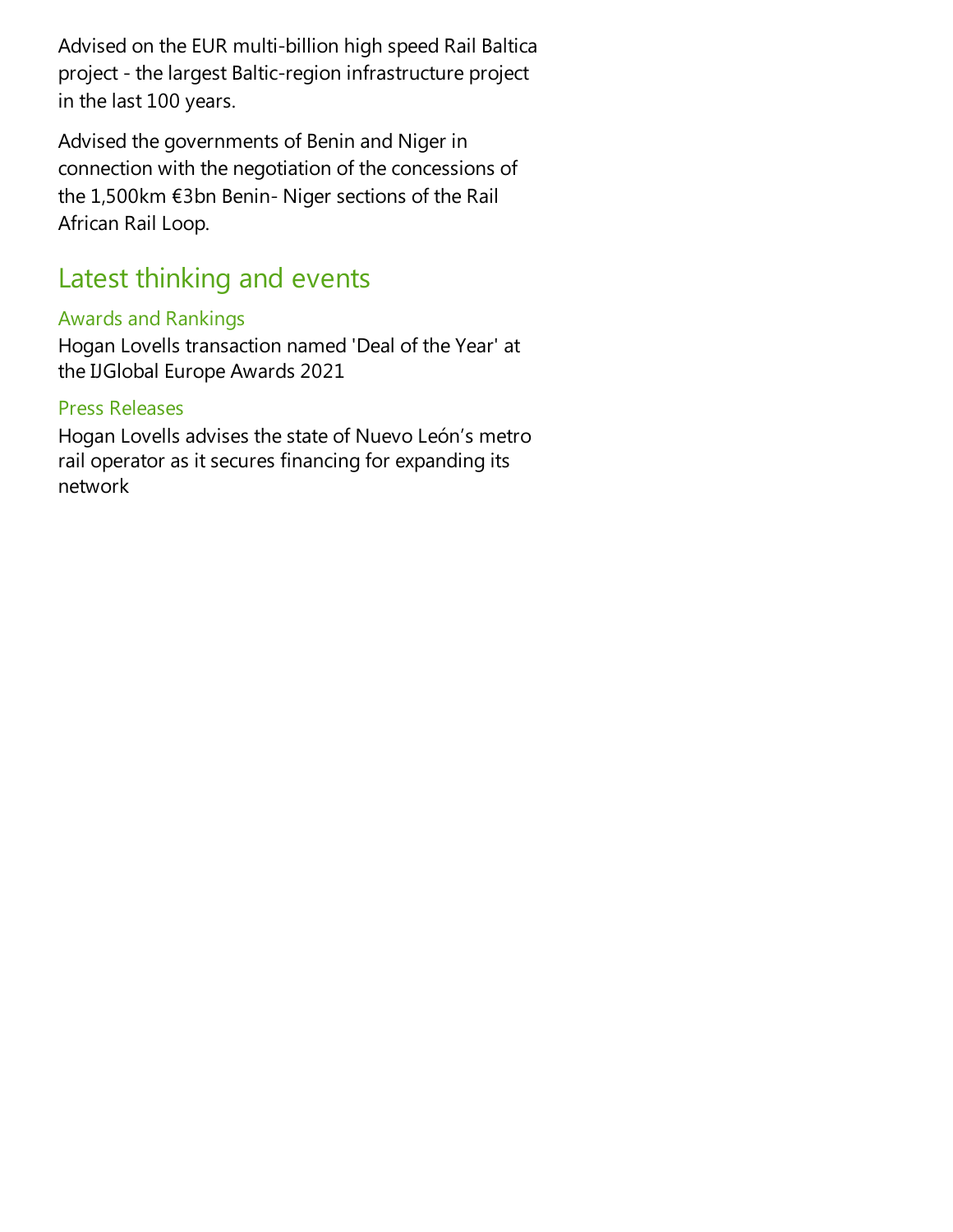Advised on the EUR multi-billion high speed Rail Baltica project - the largest Baltic-region infrastructure project in the last 100 years.

Advised the governments of Benin and Niger in connection with the negotiation of the concessions of the 1,500km €3bn Benin- Niger sections of the Rail African Rail Loop.

## Latest thinking and events

### Awards and Rankings

Hogan Lovells transaction named 'Deal of the Year' at the IJGlobal Europe Awards 2021

### Press Releases

Hogan Lovells advises the state of Nuevo León's metro rail operator as it secures financing for expanding its network